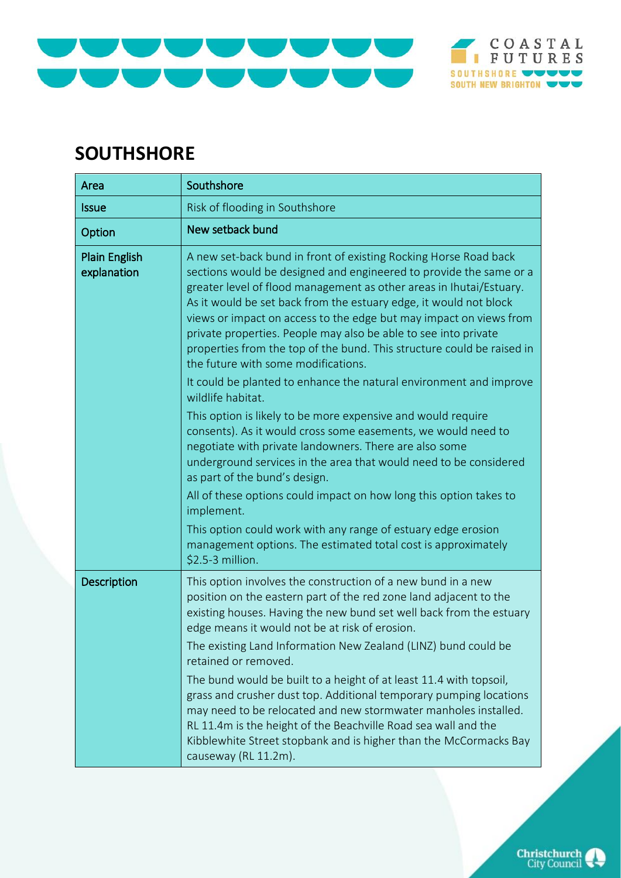## SOUTHSHORE

| Area | Southshore |
| --- | --- |
| Issue | Risk of flooding in Southshore |
| Option | New setback bund |
| Plain English explanation | A new set-back bund in front of existing Rocking Horse Road back sections would be designed and engineered to provide the same or a greater level of flood management as other areas in Ihutai/Estuary. As it would be set back from the estuary edge, it would not block views or impact on access to the edge but may impact on views from private properties. People may also be able to see into private properties from the top of the bund. This structure could be raised in the future with some modifications.<br><br>It could be planted to enhance the natural environment and improve wildlife habitat.<br><br>This option is likely to be more expensive and would require consents). As it would cross some easements, we would need to negotiate with private landowners. There are also some underground services in the area that would need to be considered as part of the bund's design.<br><br>All of these options could impact on how long this option takes to implement.<br><br>This option could work with any range of estuary edge erosion management options. The estimated total cost is approximately $2.5-3 million. |
| Description | This option involves the construction of a new bund in a new position on the eastern part of the red zone land adjacent to the existing houses. Having the new bund set well back from the estuary edge means it would not be at risk of erosion.<br><br>The existing Land Information New Zealand (LINZ) bund could be retained or removed.<br><br>The bund would be built to a height of at least 11.4 with topsoil, grass and crusher dust top. Additional temporary pumping locations may need to be relocated and new stormwater manholes installed. RL 11.4m is the height of the Beachville Road sea wall and the Kibblewhite Street stopbank and is higher than the McCormacks Bay causeway (RL 11.2m). |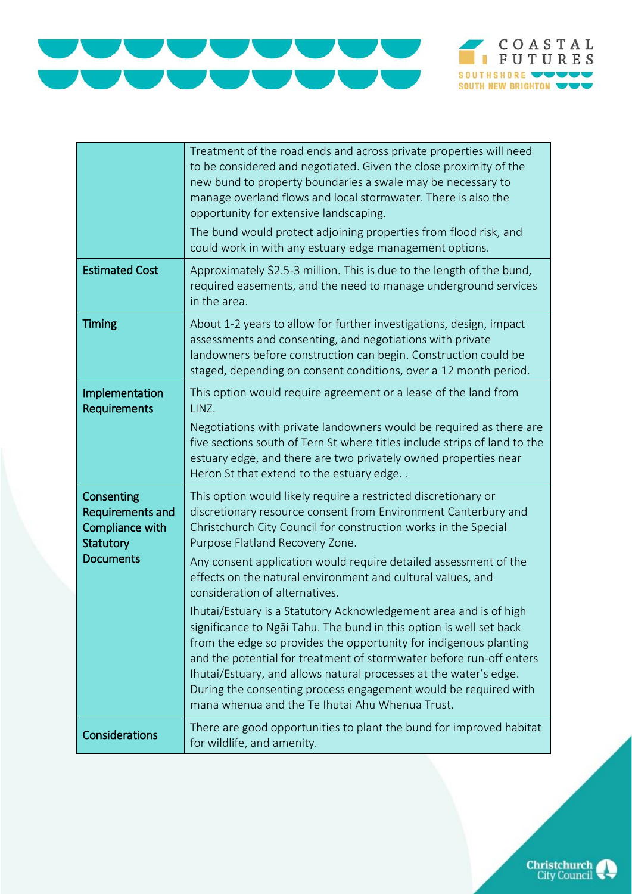| | |
|---|---|
| | Treatment of the road ends and across private properties will need to be considered and negotiated. Given the close proximity of the new bund to property boundaries a swale may be necessary to manage overland flows and local stormwater. There is also the opportunity for extensive landscaping.<br><br>The bund would protect adjoining properties from flood risk, and could work in with any estuary edge management options. |
| **Estimated Cost** | Approximately $2.5-3 million. This is due to the length of the bund, required easements, and the need to manage underground services in the area. |
| **Timing** | About 1-2 years to allow for further investigations, design, impact assessments and consenting, and negotiations with private landowners before construction can begin. Construction could be staged, depending on consent conditions, over a 12 month period. |
| **Implementation Requirements** | This option would require agreement or a lease of the land from LINZ.<br><br>Negotiations with private landowners would be required as there are five sections south of Tern St where titles include strips of land to the estuary edge, and there are two privately owned properties near Heron St that extend to the estuary edge. . |
| **Consenting Requirements and Compliance with Statutory Documents** | This option would likely require a restricted discretionary or discretionary resource consent from Environment Canterbury and Christchurch City Council for construction works in the Special Purpose Flatland Recovery Zone.<br><br>Any consent application would require detailed assessment of the effects on the natural environment and cultural values, and consideration of alternatives.<br><br>Ihutai/Estuary is a Statutory Acknowledgement area and is of high significance to Ngāi Tahu. The bund in this option is well set back from the edge so provides the opportunity for indigenous planting and the potential for treatment of stormwater before run-off enters Ihutai/Estuary, and allows natural processes at the water's edge. During the consenting process engagement would be required with mana whenua and the Te Ihutai Ahu Whenua Trust. |
| **Considerations** | There are good opportunities to plant the bund for improved habitat for wildlife, and amenity. |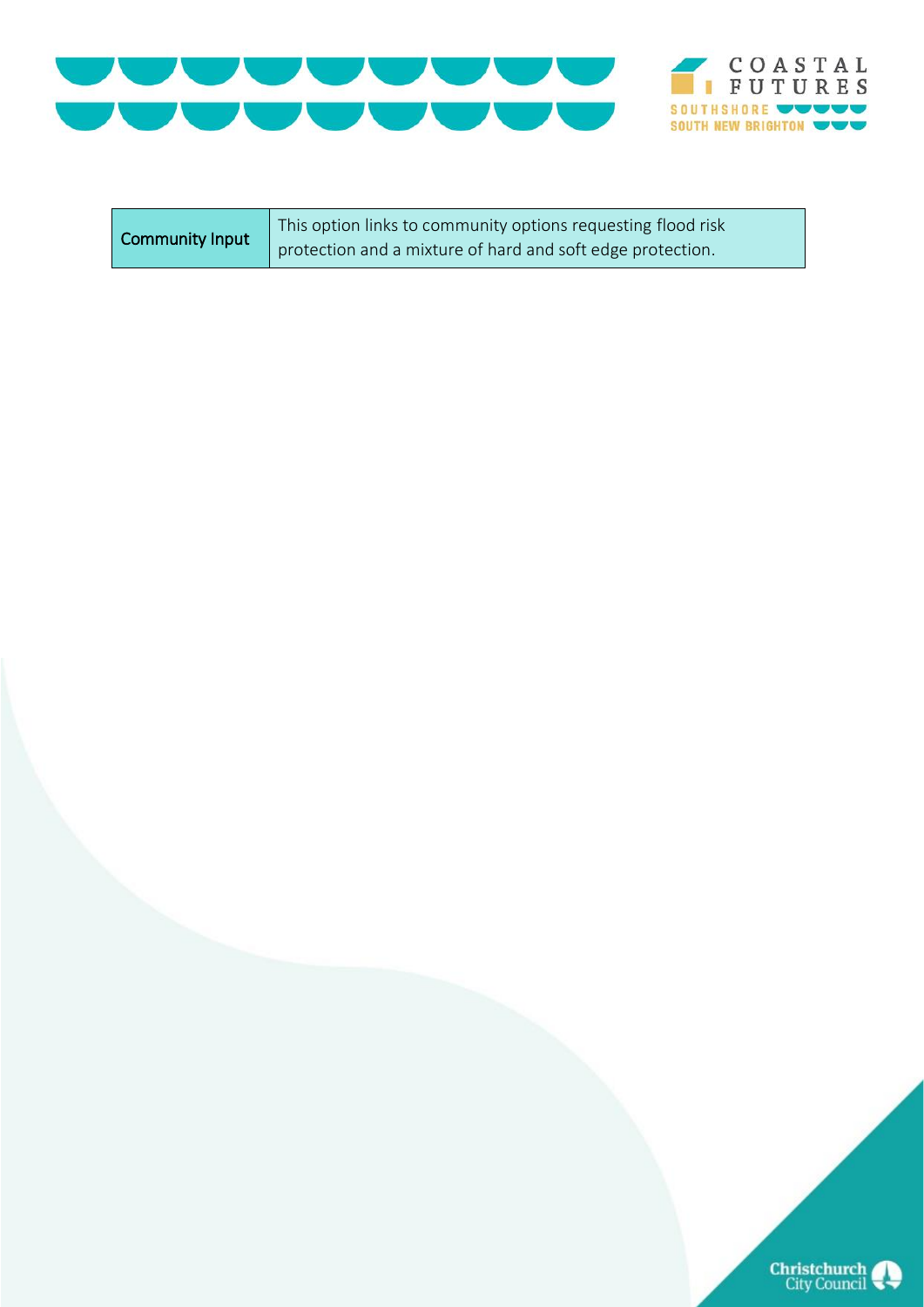| | |
|---|---|
| Community Input | This option links to community options requesting flood risk protection and a mixture of hard and soft edge protection. |